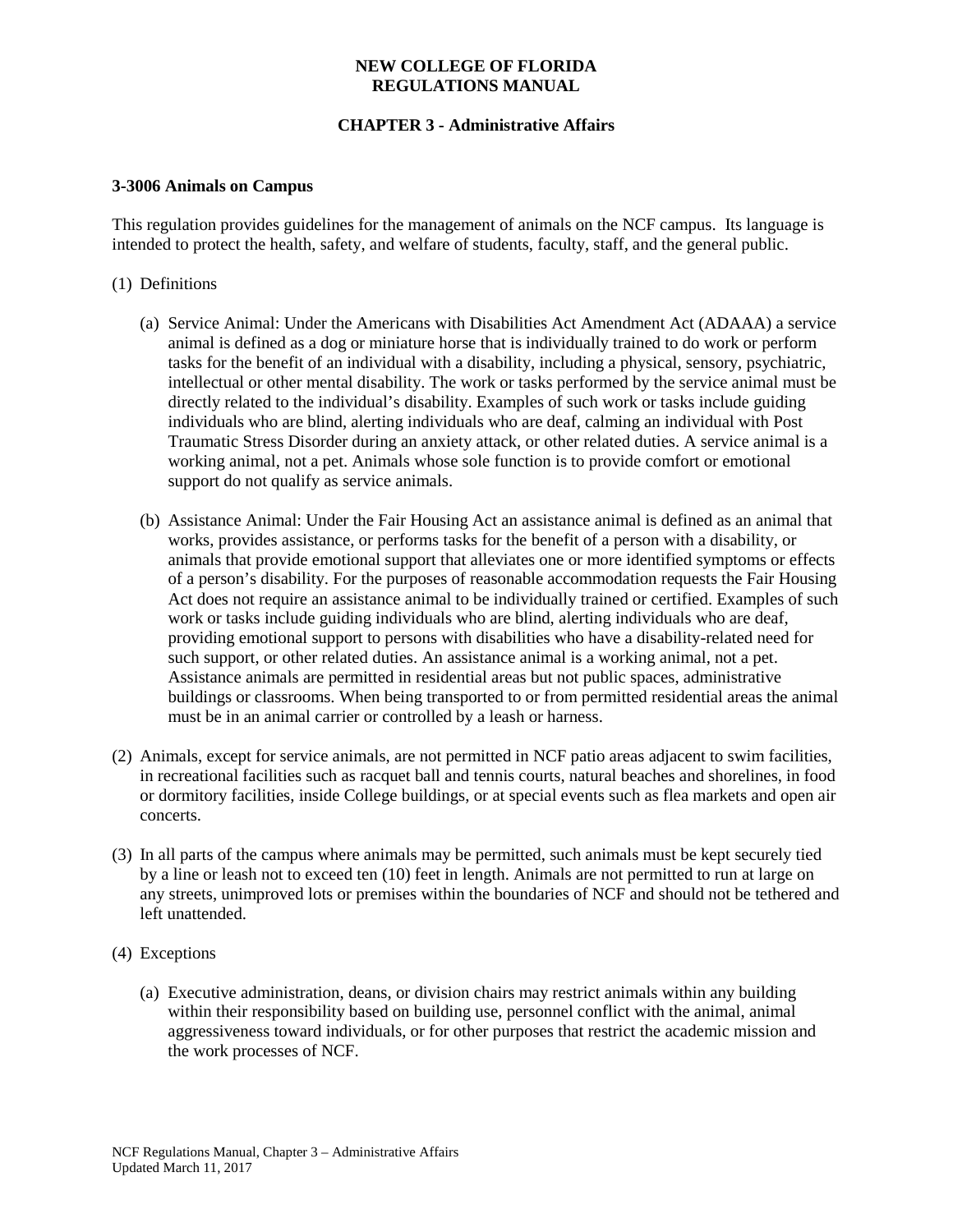**NEW COLLEGE OF FLORIDA**
**REGULATIONS MANUAL**

**CHAPTER 3 - Administrative Affairs**

### 3-3006 Animals on Campus

This regulation provides guidelines for the management of animals on the NCF campus. Its language is intended to protect the health, safety, and welfare of students, faculty, staff, and the general public.

(1) Definitions

(a) Service Animal: Under the Americans with Disabilities Act Amendment Act (ADAAA) a service animal is defined as a dog or miniature horse that is individually trained to do work or perform tasks for the benefit of an individual with a disability, including a physical, sensory, psychiatric, intellectual or other mental disability. The work or tasks performed by the service animal must be directly related to the individual's disability. Examples of such work or tasks include guiding individuals who are blind, alerting individuals who are deaf, calming an individual with Post Traumatic Stress Disorder during an anxiety attack, or other related duties. A service animal is a working animal, not a pet. Animals whose sole function is to provide comfort or emotional support do not qualify as service animals.

(b) Assistance Animal: Under the Fair Housing Act an assistance animal is defined as an animal that works, provides assistance, or performs tasks for the benefit of a person with a disability, or animals that provide emotional support that alleviates one or more identified symptoms or effects of a person's disability. For the purposes of reasonable accommodation requests the Fair Housing Act does not require an assistance animal to be individually trained or certified. Examples of such work or tasks include guiding individuals who are blind, alerting individuals who are deaf, providing emotional support to persons with disabilities who have a disability-related need for such support, or other related duties. An assistance animal is a working animal, not a pet. Assistance animals are permitted in residential areas but not public spaces, administrative buildings or classrooms. When being transported to or from permitted residential areas the animal must be in an animal carrier or controlled by a leash or harness.

(2) Animals, except for service animals, are not permitted in NCF patio areas adjacent to swim facilities, in recreational facilities such as racquet ball and tennis courts, natural beaches and shorelines, in food or dormitory facilities, inside College buildings, or at special events such as flea markets and open air concerts.

(3) In all parts of the campus where animals may be permitted, such animals must be kept securely tied by a line or leash not to exceed ten (10) feet in length. Animals are not permitted to run at large on any streets, unimproved lots or premises within the boundaries of NCF and should not be tethered and left unattended.

(4) Exceptions

(a) Executive administration, deans, or division chairs may restrict animals within any building within their responsibility based on building use, personnel conflict with the animal, animal aggressiveness toward individuals, or for other purposes that restrict the academic mission and the work processes of NCF.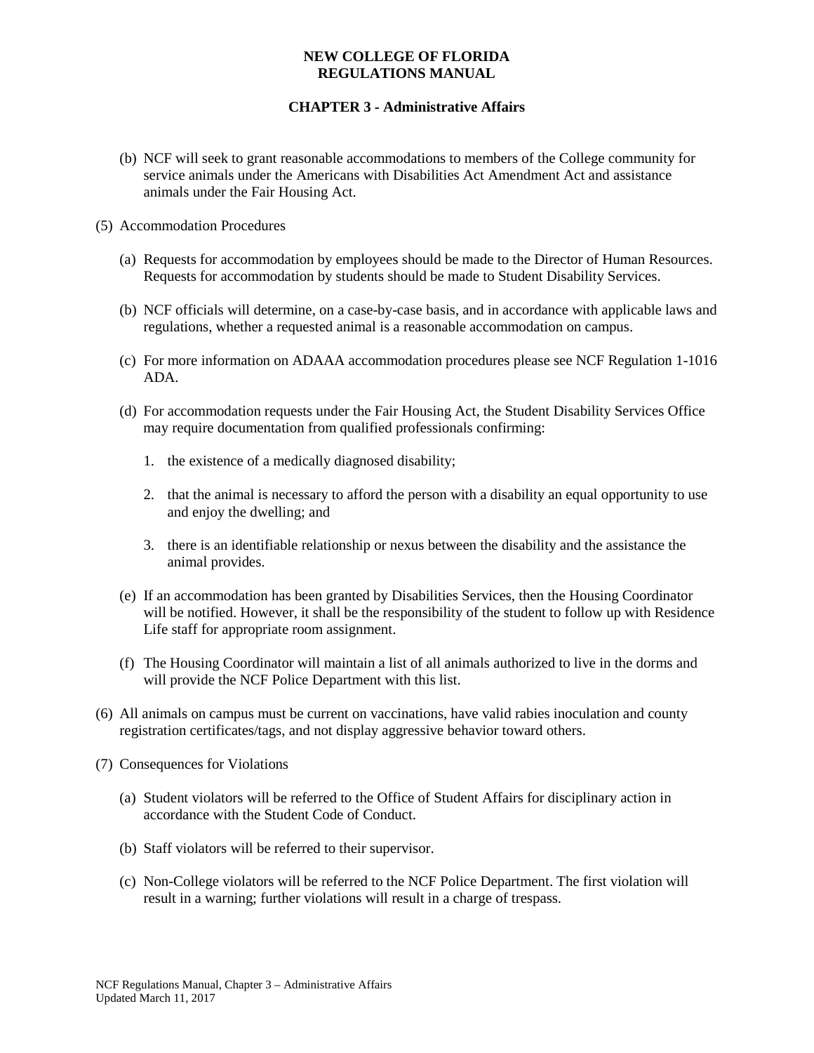(b) NCF will seek to grant reasonable accommodations to members of the College community for service animals under the Americans with Disabilities Act Amendment Act and assistance animals under the Fair Housing Act.

(5) Accommodation Procedures

(a) Requests for accommodation by employees should be made to the Director of Human Resources. Requests for accommodation by students should be made to Student Disability Services.

(b) NCF officials will determine, on a case-by-case basis, and in accordance with applicable laws and regulations, whether a requested animal is a reasonable accommodation on campus.

(c) For more information on ADAAA accommodation procedures please see NCF Regulation 1-1016 ADA.

(d) For accommodation requests under the Fair Housing Act, the Student Disability Services Office may require documentation from qualified professionals confirming:

1. the existence of a medically diagnosed disability;

2. that the animal is necessary to afford the person with a disability an equal opportunity to use and enjoy the dwelling; and

3. there is an identifiable relationship or nexus between the disability and the assistance the animal provides.

(e) If an accommodation has been granted by Disabilities Services, then the Housing Coordinator will be notified. However, it shall be the responsibility of the student to follow up with Residence Life staff for appropriate room assignment.

(f) The Housing Coordinator will maintain a list of all animals authorized to live in the dorms and will provide the NCF Police Department with this list.

(6) All animals on campus must be current on vaccinations, have valid rabies inoculation and county registration certificates/tags, and not display aggressive behavior toward others.

(7) Consequences for Violations

(a) Student violators will be referred to the Office of Student Affairs for disciplinary action in accordance with the Student Code of Conduct.

(b) Staff violators will be referred to their supervisor.

(c) Non-College violators will be referred to the NCF Police Department. The first violation will result in a warning; further violations will result in a charge of trespass.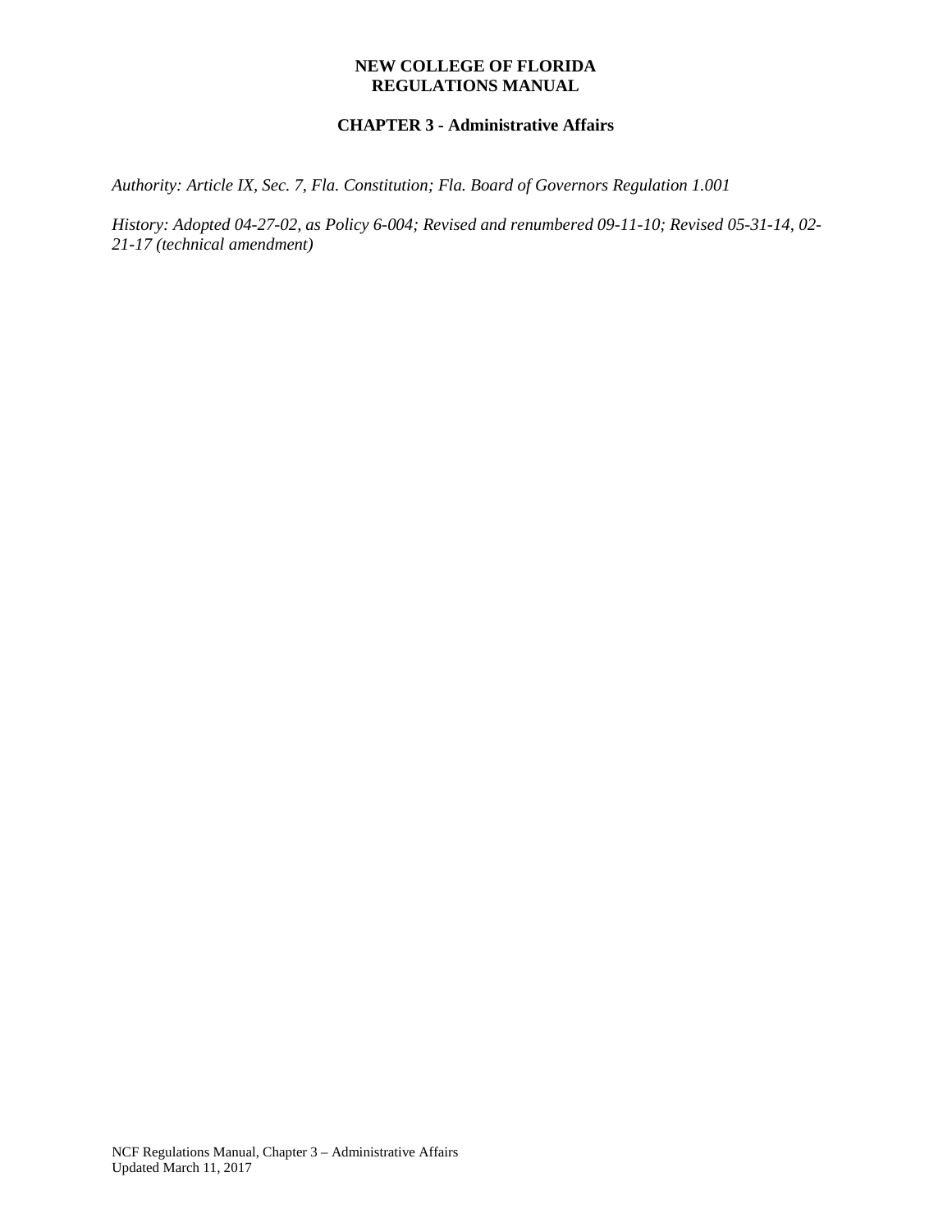# NEW COLLEGE OF FLORIDA
# REGULATIONS MANUAL

## CHAPTER 3 - Administrative Affairs

*Authority: Article IX, Sec. 7, Fla. Constitution; Fla. Board of Governors Regulation 1.001*

*History: Adopted 04-27-02, as Policy 6-004; Revised and renumbered 09-11-10; Revised 05-31-14, 02-21-17 (technical amendment)*